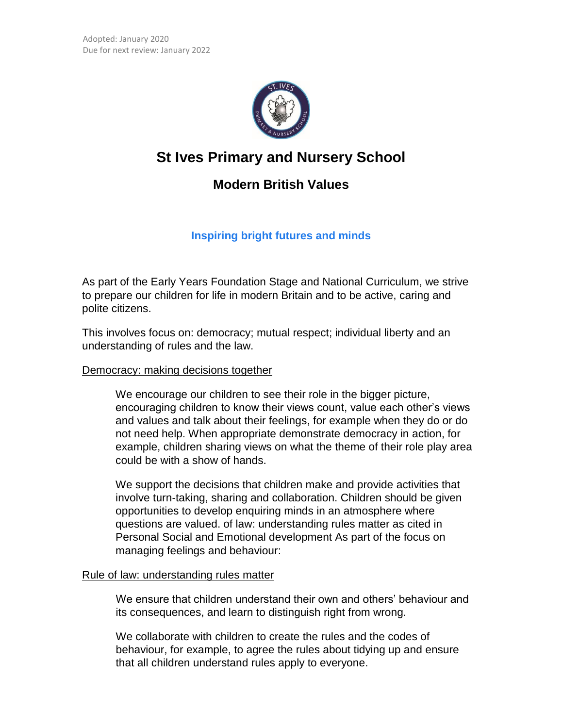Adopted: January 2020
Due for next review: January 2022

# St Ives Primary and Nursery School

## Modern British Values

**Inspiring bright futures and minds**

As part of the Early Years Foundation Stage and National Curriculum, we strive to prepare our children for life in modern Britain and to be active, caring and polite citizens.

This involves focus on: democracy; mutual respect; individual liberty and an understanding of rules and the law.

Democracy: making decisions together

> We encourage our children to see their role in the bigger picture, encouraging children to know their views count, value each other's views and values and talk about their feelings, for example when they do or do not need help. When appropriate demonstrate democracy in action, for example, children sharing views on what the theme of their role play area could be with a show of hands.
>
> We support the decisions that children make and provide activities that involve turn-taking, sharing and collaboration. Children should be given opportunities to develop enquiring minds in an atmosphere where questions are valued. of law: understanding rules matter as cited in Personal Social and Emotional development As part of the focus on managing feelings and behaviour:

Rule of law: understanding rules matter

> We ensure that children understand their own and others' behaviour and its consequences, and learn to distinguish right from wrong.
>
> We collaborate with children to create the rules and the codes of behaviour, for example, to agree the rules about tidying up and ensure that all children understand rules apply to everyone.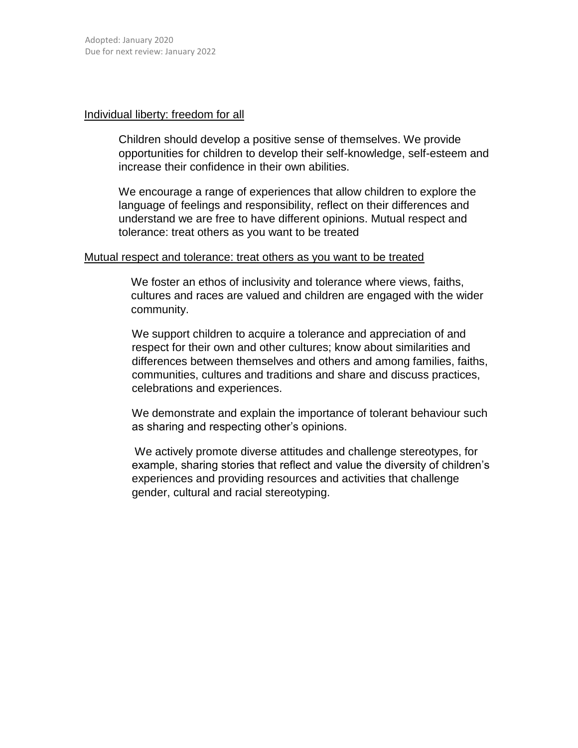Adopted: January 2020
Due for next review: January 2022

Individual liberty: freedom for all

Children should develop a positive sense of themselves. We provide opportunities for children to develop their self-knowledge, self-esteem and increase their confidence in their own abilities.

We encourage a range of experiences that allow children to explore the language of feelings and responsibility, reflect on their differences and understand we are free to have different opinions. Mutual respect and tolerance: treat others as you want to be treated

Mutual respect and tolerance: treat others as you want to be treated

We foster an ethos of inclusivity and tolerance where views, faiths, cultures and races are valued and children are engaged with the wider community.

We support children to acquire a tolerance and appreciation of and respect for their own and other cultures; know about similarities and differences between themselves and others and among families, faiths, communities, cultures and traditions and share and discuss practices, celebrations and experiences.

We demonstrate and explain the importance of tolerant behaviour such as sharing and respecting other's opinions.

We actively promote diverse attitudes and challenge stereotypes, for example, sharing stories that reflect and value the diversity of children's experiences and providing resources and activities that challenge gender, cultural and racial stereotyping.